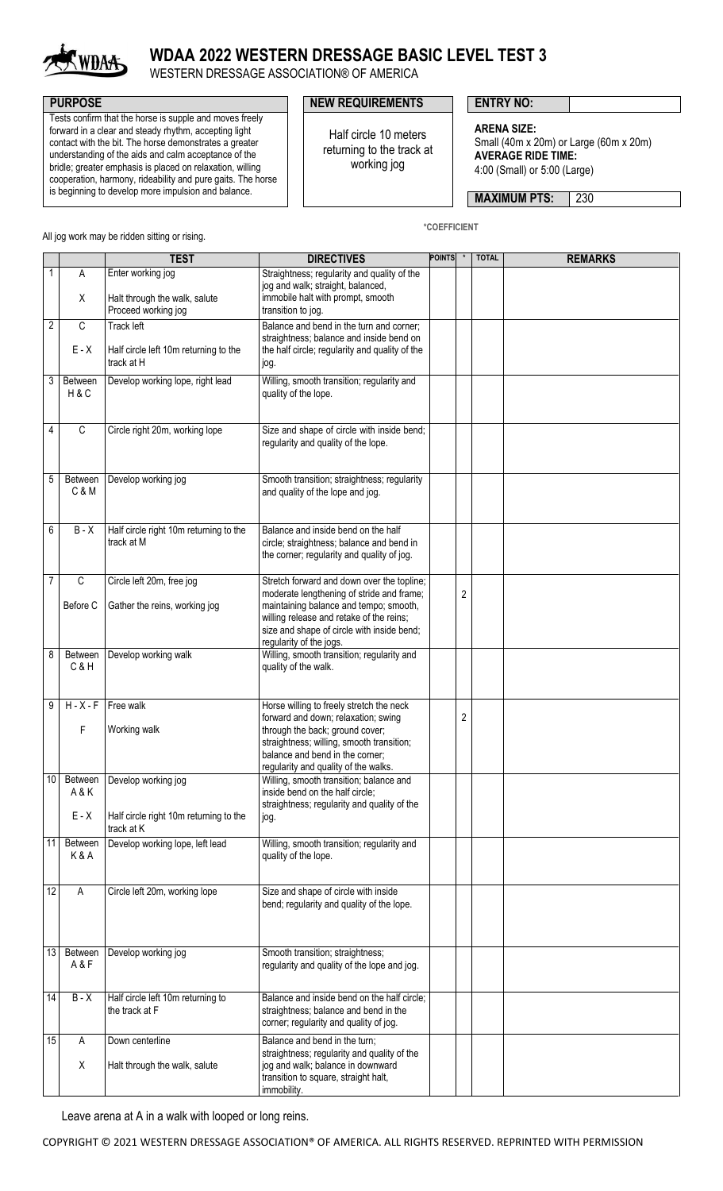# WDAA 2022 WESTERN DRESSAGE BASIC LEVEL TEST 3

WESTERN DRESSAGE ASSOCIATION® OF AMERICA

**PURPOSE**

Tests confirm that the horse is supple and moves freely forward in a clear and steady rhythm, accepting light contact with the bit. The horse demonstrates a greater understanding of the aids and calm acceptance of the bridle; greater emphasis is placed on relaxation, willing cooperation, harmony, rideability and pure gaits. The horse is beginning to develop more impulsion and balance.

**NEW REQUIREMENTS**

Half circle 10 meters returning to the track at working jog

**ENTRY NO:**

**ARENA SIZE:**
Small (40m x 20m) or Large (60m x 20m)

**AVERAGE RIDE TIME:**
4:00 (Small) or 5:00 (Large)

**MAXIMUM PTS:** 230

All jog work may be ridden sitting or rising.

*COEFFICIENT

| | | TEST | DIRECTIVES | POINTS | * | TOTAL | REMARKS |
|---|---|---|---|---|---|---|---|
| 1 | A<br>X | Enter working jog<br>Halt through the walk, salute<br>Proceed working jog | Straightness; regularity and quality of the jog and walk; straight, balanced, immobile halt with prompt, smooth transition to jog. | | | | |
| 2 | C<br>E - X | Track left<br>Half circle left 10m returning to the track at H | Balance and bend in the turn and corner; straightness; balance and inside bend on the half circle; regularity and quality of the jog. | | | | |
| 3 | Between H & C | Develop working lope, right lead | Willing, smooth transition; regularity and quality of the lope. | | | | |
| 4 | C | Circle right 20m, working lope | Size and shape of circle with inside bend; regularity and quality of the lope. | | | | |
| 5 | Between C & M | Develop working jog | Smooth transition; straightness; regularity and quality of the lope and jog. | | | | |
| 6 | B - X | Half circle right 10m returning to the track at M | Balance and inside bend on the half circle; straightness; balance and bend in the corner; regularity and quality of jog. | | | | |
| 7 | C<br>Before C | Circle left 20m, free jog<br>Gather the reins, working jog | Stretch forward and down over the topline; moderate lengthening of stride and frame; maintaining balance and tempo; smooth, willing release and retake of the reins; size and shape of circle with inside bend; regularity of the jogs. | | 2 | | |
| 8 | Between C & H | Develop working walk | Willing, smooth transition; regularity and quality of the walk. | | | | |
| 9 | H - X - F<br>F | Free walk<br>Working walk | Horse willing to freely stretch the neck forward and down; relaxation; swing through the back; ground cover; straightness; willing, smooth transition; balance and bend in the corner; regularity and quality of the walks. | | 2 | | |
| 10 | Between A & K<br>E - X | Develop working jog<br>Half circle right 10m returning to the track at K | Willing, smooth transition; balance and inside bend on the half circle; straightness; regularity and quality of the jog. | | | | |
| 11 | Between K & A | Develop working lope, left lead | Willing, smooth transition; regularity and quality of the lope. | | | | |
| 12 | A | Circle left 20m, working lope | Size and shape of circle with inside bend; regularity and quality of the lope. | | | | |
| 13 | Between A & F | Develop working jog | Smooth transition; straightness; regularity and quality of the lope and jog. | | | | |
| 14 | B - X | Half circle left 10m returning to the track at F | Balance and inside bend on the half circle; straightness; balance and bend in the corner; regularity and quality of jog. | | | | |
| 15 | A<br>X | Down centerline<br>Halt through the walk, salute | Balance and bend in the turn; straightness; regularity and quality of the jog and walk; balance in downward transition to square, straight halt, immobility. | | | | |

Leave arena at A in a walk with looped or long reins.

COPYRIGHT © 2021 WESTERN DRESSAGE ASSOCIATION® OF AMERICA. ALL RIGHTS RESERVED. REPRINTED WITH PERMISSION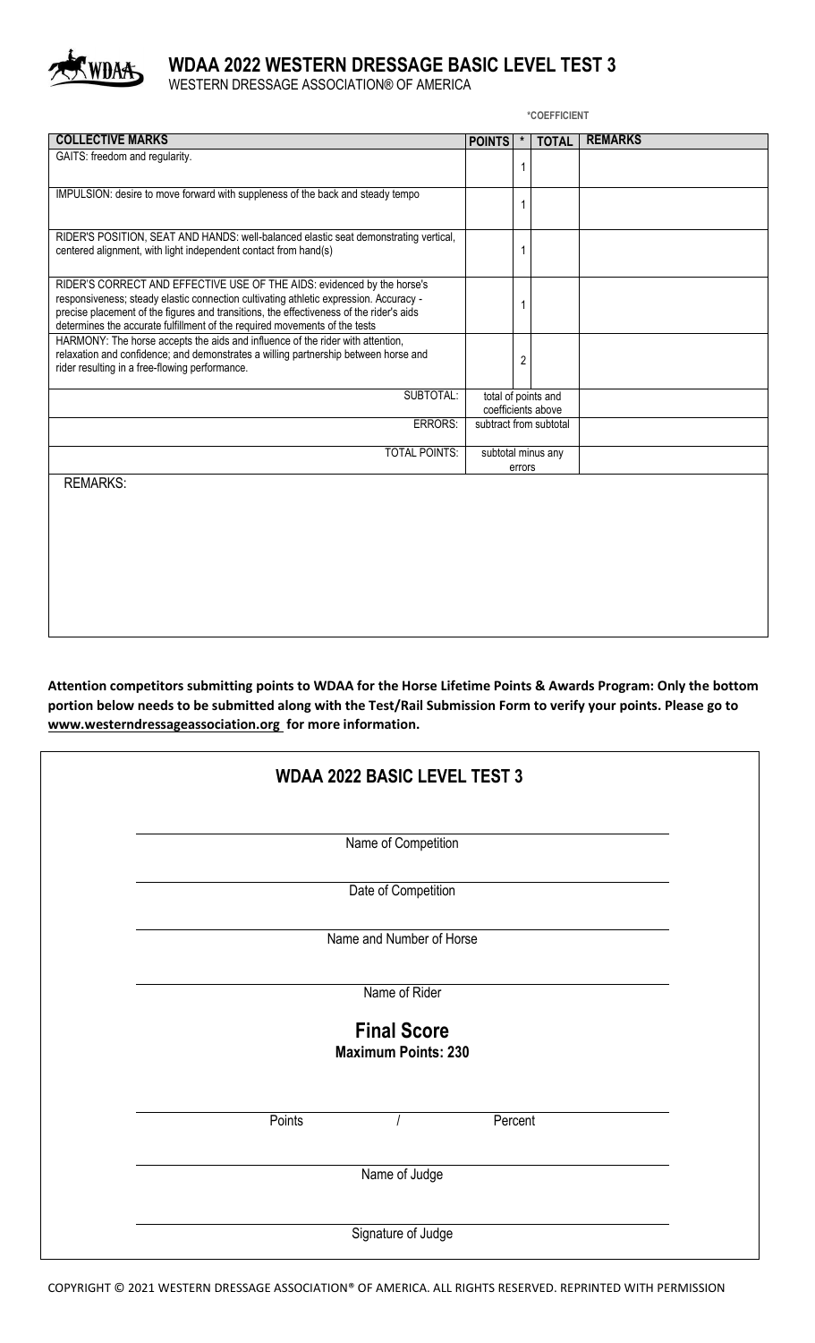# WDAA 2022 WESTERN DRESSAGE BASIC LEVEL TEST 3

WESTERN DRESSAGE ASSOCIATION® OF AMERICA

*COEFFICIENT

| COLLECTIVE MARKS | POINTS | * | TOTAL | REMARKS |
|---|---|---|---|---|
| GAITS: freedom and regularity. | | 1 | | |
| IMPULSION: desire to move forward with suppleness of the back and steady tempo | | 1 | | |
| RIDER'S POSITION, SEAT AND HANDS: well-balanced elastic seat demonstrating vertical, centered alignment, with light independent contact from hand(s) | | 1 | | |
| RIDER'S CORRECT AND EFFECTIVE USE OF THE AIDS: evidenced by the horse's responsiveness; steady elastic connection cultivating athletic expression. Accuracy - precise placement of the figures and transitions, the effectiveness of the rider's aids determines the accurate fulfillment of the required movements of the tests | | 1 | | |
| HARMONY: The horse accepts the aids and influence of the rider with attention, relaxation and confidence; and demonstrates a willing partnership between horse and rider resulting in a free-flowing performance. | | 2 | | |
| SUBTOTAL: | total of points and coefficients above | | | |
| ERRORS: | subtract from subtotal | | | |
| TOTAL POINTS: | subtotal minus any errors | | | |

REMARKS:

**Attention competitors submitting points to WDAA for the Horse Lifetime Points & Awards Program: Only the bottom portion below needs to be submitted along with the Test/Rail Submission Form to verify your points. Please go to www.westerndressageassociation.org for more information.**

## WDAA 2022 BASIC LEVEL TEST 3

Name of Competition

Date of Competition

Name and Number of Horse

Name of Rider

**Final Score**

**Maximum Points: 230**

Points / Percent

Name of Judge

Signature of Judge

COPYRIGHT © 2021 WESTERN DRESSAGE ASSOCIATION® OF AMERICA. ALL RIGHTS RESERVED. REPRINTED WITH PERMISSION